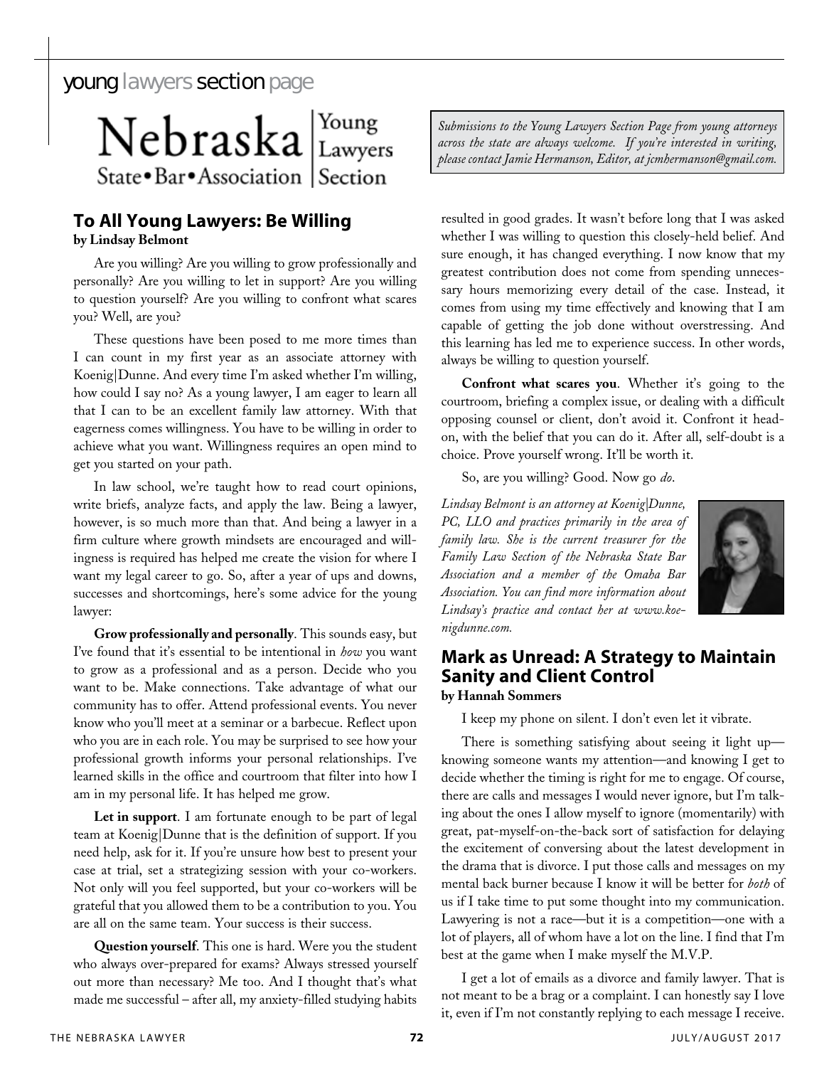# young lawyers section page

Nebraska State•Bar•Association | Young Lawyers Section

*Submissions to the Young Lawyers Section Page from young attorneys across the state are always welcome. If you're interested in writing, please contact Jamie Hermanson, Editor, at jcmhermanson@gmail.com.*

## To All Young Lawyers: Be Willing

**by Lindsay Belmont**

Are you willing? Are you willing to grow professionally and personally? Are you willing to let in support? Are you willing to question yourself? Are you willing to confront what scares you? Well, are you?

These questions have been posed to me more times than I can count in my first year as an associate attorney with Koenig|Dunne. And every time I'm asked whether I'm willing, how could I say no? As a young lawyer, I am eager to learn all that I can to be an excellent family law attorney. With that eagerness comes willingness. You have to be willing in order to achieve what you want. Willingness requires an open mind to get you started on your path.

In law school, we're taught how to read court opinions, write briefs, analyze facts, and apply the law. Being a lawyer, however, is so much more than that. And being a lawyer in a firm culture where growth mindsets are encouraged and willingness is required has helped me create the vision for where I want my legal career to go. So, after a year of ups and downs, successes and shortcomings, here's some advice for the young lawyer:

**Grow professionally and personally**. This sounds easy, but I've found that it's essential to be intentional in *how* you want to grow as a professional and as a person. Decide who you want to be. Make connections. Take advantage of what our community has to offer. Attend professional events. You never know who you'll meet at a seminar or a barbecue. Reflect upon who you are in each role. You may be surprised to see how your professional growth informs your personal relationships. I've learned skills in the office and courtroom that filter into how I am in my personal life. It has helped me grow.

**Let in support**. I am fortunate enough to be part of legal team at Koenig|Dunne that is the definition of support. If you need help, ask for it. If you're unsure how best to present your case at trial, set a strategizing session with your co-workers. Not only will you feel supported, but your co-workers will be grateful that you allowed them to be a contribution to you. You are all on the same team. Your success is their success.

**Question yourself**. This one is hard. Were you the student who always over-prepared for exams? Always stressed yourself out more than necessary? Me too. And I thought that's what made me successful – after all, my anxiety-filled studying habits resulted in good grades. It wasn't before long that I was asked whether I was willing to question this closely-held belief. And sure enough, it has changed everything. I now know that my greatest contribution does not come from spending unnecessary hours memorizing every detail of the case. Instead, it comes from using my time effectively and knowing that I am capable of getting the job done without overstressing. And this learning has led me to experience success. In other words, always be willing to question yourself.

**Confront what scares you**. Whether it's going to the courtroom, briefing a complex issue, or dealing with a difficult opposing counsel or client, don't avoid it. Confront it head-on, with the belief that you can do it. After all, self-doubt is a choice. Prove yourself wrong. It'll be worth it.

So, are you willing? Good. Now go *do*.

*Lindsay Belmont is an attorney at Koenig|Dunne, PC, LLO and practices primarily in the area of family law. She is the current treasurer for the Family Law Section of the Nebraska State Bar Association and a member of the Omaha Bar Association. You can find more information about Lindsay's practice and contact her at www.koenigdunne.com.*

## Mark as Unread: A Strategy to Maintain Sanity and Client Control

**by Hannah Sommers**

I keep my phone on silent. I don't even let it vibrate.

There is something satisfying about seeing it light up—knowing someone wants my attention—and knowing I get to decide whether the timing is right for me to engage. Of course, there are calls and messages I would never ignore, but I'm talking about the ones I allow myself to ignore (momentarily) with great, pat-myself-on-the-back sort of satisfaction for delaying the excitement of conversing about the latest development in the drama that is divorce. I put those calls and messages on my mental back burner because I know it will be better for *both* of us if I take time to put some thought into my communication. Lawyering is not a race—but it is a competition—one with a lot of players, all of whom have a lot on the line. I find that I'm best at the game when I make myself the M.V.P.

I get a lot of emails as a divorce and family lawyer. That is not meant to be a brag or a complaint. I can honestly say I love it, even if I'm not constantly replying to each message I receive.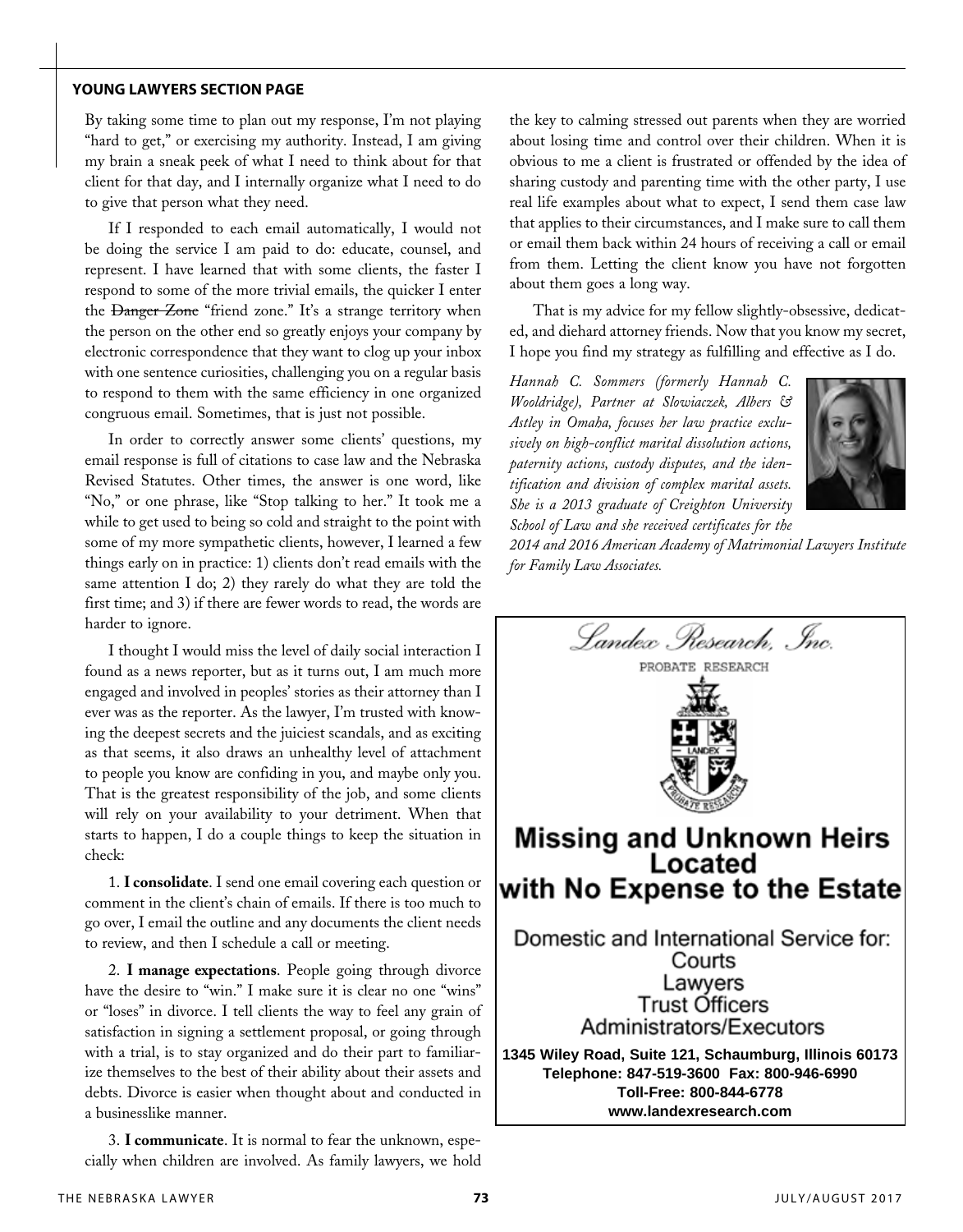By taking some time to plan out my response, I'm not playing "hard to get," or exercising my authority. Instead, I am giving my brain a sneak peek of what I need to think about for that client for that day, and I internally organize what I need to do to give that person what they need.

If I responded to each email automatically, I would not be doing the service I am paid to do: educate, counsel, and represent. I have learned that with some clients, the faster I respond to some of the more trivial emails, the quicker I enter the ~~Danger Zone~~ "friend zone." It's a strange territory when the person on the other end so greatly enjoys your company by electronic correspondence that they want to clog up your inbox with one sentence curiosities, challenging you on a regular basis to respond to them with the same efficiency in one organized congruous email. Sometimes, that is just not possible.

In order to correctly answer some clients' questions, my email response is full of citations to case law and the Nebraska Revised Statutes. Other times, the answer is one word, like "No," or one phrase, like "Stop talking to her." It took me a while to get used to being so cold and straight to the point with some of my more sympathetic clients, however, I learned a few things early on in practice: 1) clients don't read emails with the same attention I do; 2) they rarely do what they are told the first time; and 3) if there are fewer words to read, the words are harder to ignore.

I thought I would miss the level of daily social interaction I found as a news reporter, but as it turns out, I am much more engaged and involved in peoples' stories as their attorney than I ever was as the reporter. As the lawyer, I'm trusted with knowing the deepest secrets and the juiciest scandals, and as exciting as that seems, it also draws an unhealthy level of attachment to people you know are confiding in you, and maybe only you. That is the greatest responsibility of the job, and some clients will rely on your availability to your detriment. When that starts to happen, I do a couple things to keep the situation in check:

1. **I consolidate**. I send one email covering each question or comment in the client's chain of emails. If there is too much to go over, I email the outline and any documents the client needs to review, and then I schedule a call or meeting.

2. **I manage expectations**. People going through divorce have the desire to "win." I make sure it is clear no one "wins" or "loses" in divorce. I tell clients the way to feel any grain of satisfaction in signing a settlement proposal, or going through with a trial, is to stay organized and do their part to familiarize themselves to the best of their ability about their assets and debts. Divorce is easier when thought about and conducted in a businesslike manner.

3. **I communicate**. It is normal to fear the unknown, especially when children are involved. As family lawyers, we hold the key to calming stressed out parents when they are worried about losing time and control over their children. When it is obvious to me a client is frustrated or offended by the idea of sharing custody and parenting time with the other party, I use real life examples about what to expect, I send them case law that applies to their circumstances, and I make sure to call them or email them back within 24 hours of receiving a call or email from them. Letting the client know you have not forgotten about them goes a long way.

That is my advice for my fellow slightly-obsessive, dedicated, and diehard attorney friends. Now that you know my secret, I hope you find my strategy as fulfilling and effective as I do.

*Hannah C. Sommers (formerly Hannah C. Wooldridge), Partner at Slowiaczek, Albers & Astley in Omaha, focuses her law practice exclusively on high-conflict marital dissolution actions, paternity actions, custody disputes, and the identification and division of complex marital assets. She is a 2013 graduate of Creighton University School of Law and she received certificates for the 2014 and 2016 American Academy of Matrimonial Lawyers Institute for Family Law Associates.*

Landex Research, Inc.

PROBATE RESEARCH

## Missing and Unknown Heirs Located with No Expense to the Estate

Domestic and International Service for:
Courts
Lawyers
Trust Officers
Administrators/Executors

**1345 Wiley Road, Suite 121, Schaumburg, Illinois 60173**
**Telephone: 847-519-3600 Fax: 800-946-6990**
**Toll-Free: 800-844-6778**
**www.landexresearch.com**